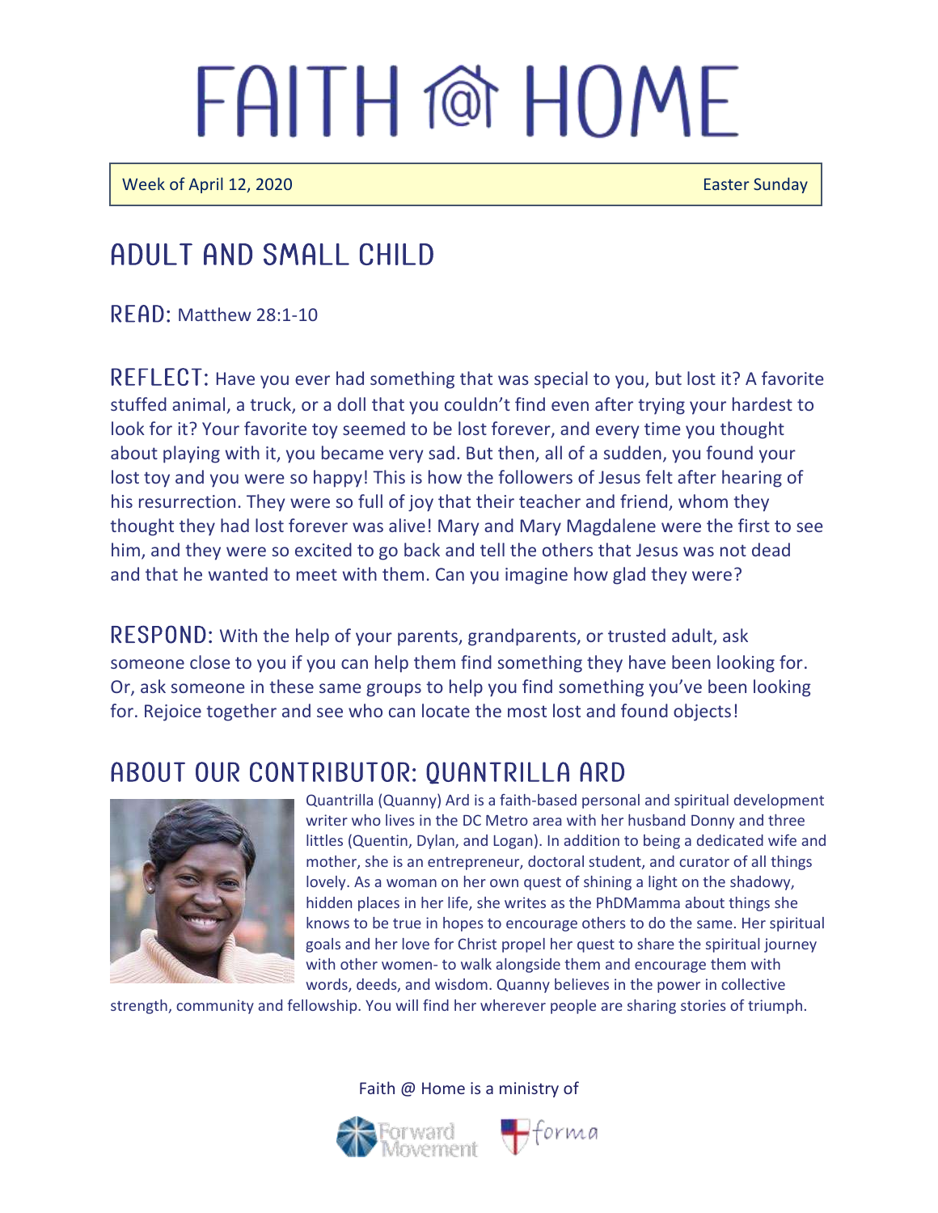# FAITH @ HOME

Week of April 12, 2020 | Easter Sunday

## ADULT AND SMALL CHILD

**READ:** Matthew 28:1-10

**REFLECT:** Have you ever had something that was special to you, but lost it? A favorite stuffed animal, a truck, or a doll that you couldn't find even after trying your hardest to look for it? Your favorite toy seemed to be lost forever, and every time you thought about playing with it, you became very sad. But then, all of a sudden, you found your lost toy and you were so happy! This is how the followers of Jesus felt after hearing of his resurrection. They were so full of joy that their teacher and friend, whom they thought they had lost forever was alive! Mary and Mary Magdalene were the first to see him, and they were so excited to go back and tell the others that Jesus was not dead and that he wanted to meet with them. Can you imagine how glad they were?

**RESPOND:** With the help of your parents, grandparents, or trusted adult, ask someone close to you if you can help them find something they have been looking for. Or, ask someone in these same groups to help you find something you've been looking for. Rejoice together and see who can locate the most lost and found objects!

## ABOUT OUR CONTRIBUTOR: QUANTRILLA ARD

Quantrilla (Quanny) Ard is a faith-based personal and spiritual development writer who lives in the DC Metro area with her husband Donny and three littles (Quentin, Dylan, and Logan). In addition to being a dedicated wife and mother, she is an entrepreneur, doctoral student, and curator of all things lovely. As a woman on her own quest of shining a light on the shadowy, hidden places in her life, she writes as the PhDMamma about things she knows to be true in hopes to encourage others to do the same. Her spiritual goals and her love for Christ propel her quest to share the spiritual journey with other women- to walk alongside them and encourage them with words, deeds, and wisdom. Quanny believes in the power in collective strength, community and fellowship. You will find her wherever people are sharing stories of triumph.

Faith @ Home is a ministry of

Forward Movement | forma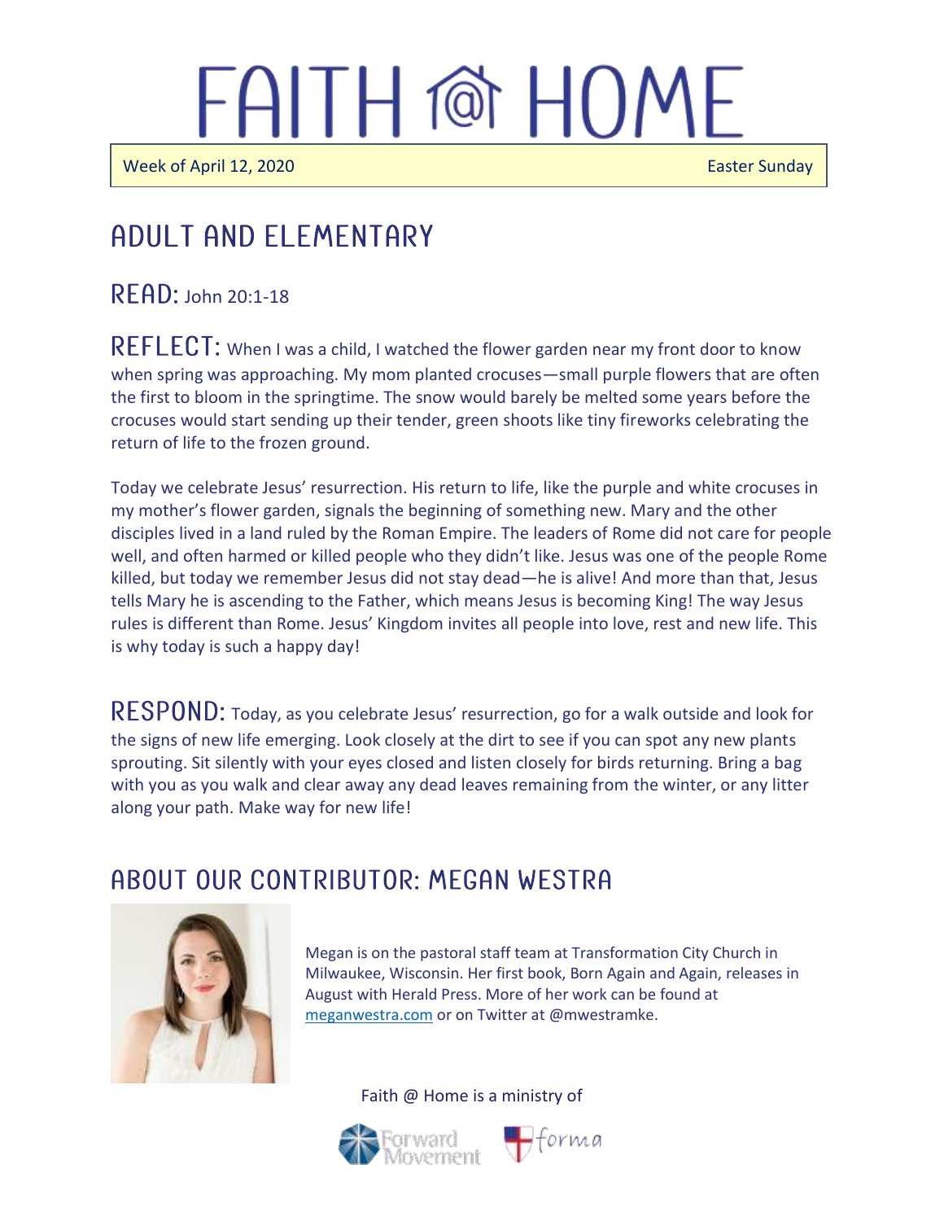# FAITH @ HOME

Week of April 12, 2020 Easter Sunday

## ADULT AND ELEMENTARY

**READ:** John 20:1-18

**REFLECT:** When I was a child, I watched the flower garden near my front door to know when spring was approaching. My mom planted crocuses—small purple flowers that are often the first to bloom in the springtime. The snow would barely be melted some years before the crocuses would start sending up their tender, green shoots like tiny fireworks celebrating the return of life to the frozen ground.

Today we celebrate Jesus' resurrection. His return to life, like the purple and white crocuses in my mother's flower garden, signals the beginning of something new. Mary and the other disciples lived in a land ruled by the Roman Empire. The leaders of Rome did not care for people well, and often harmed or killed people who they didn't like. Jesus was one of the people Rome killed, but today we remember Jesus did not stay dead—he is alive! And more than that, Jesus tells Mary he is ascending to the Father, which means Jesus is becoming King! The way Jesus rules is different than Rome. Jesus' Kingdom invites all people into love, rest and new life. This is why today is such a happy day!

**RESPOND:** Today, as you celebrate Jesus' resurrection, go for a walk outside and look for the signs of new life emerging. Look closely at the dirt to see if you can spot any new plants sprouting. Sit silently with your eyes closed and listen closely for birds returning. Bring a bag with you as you walk and clear away any dead leaves remaining from the winter, or any litter along your path. Make way for new life!

## ABOUT OUR CONTRIBUTOR: MEGAN WESTRA

Megan is on the pastoral staff team at Transformation City Church in Milwaukee, Wisconsin. Her first book, Born Again and Again, releases in August with Herald Press. More of her work can be found at meganwestra.com or on Twitter at @mwestramke.

Faith @ Home is a ministry of

Forward Movement forma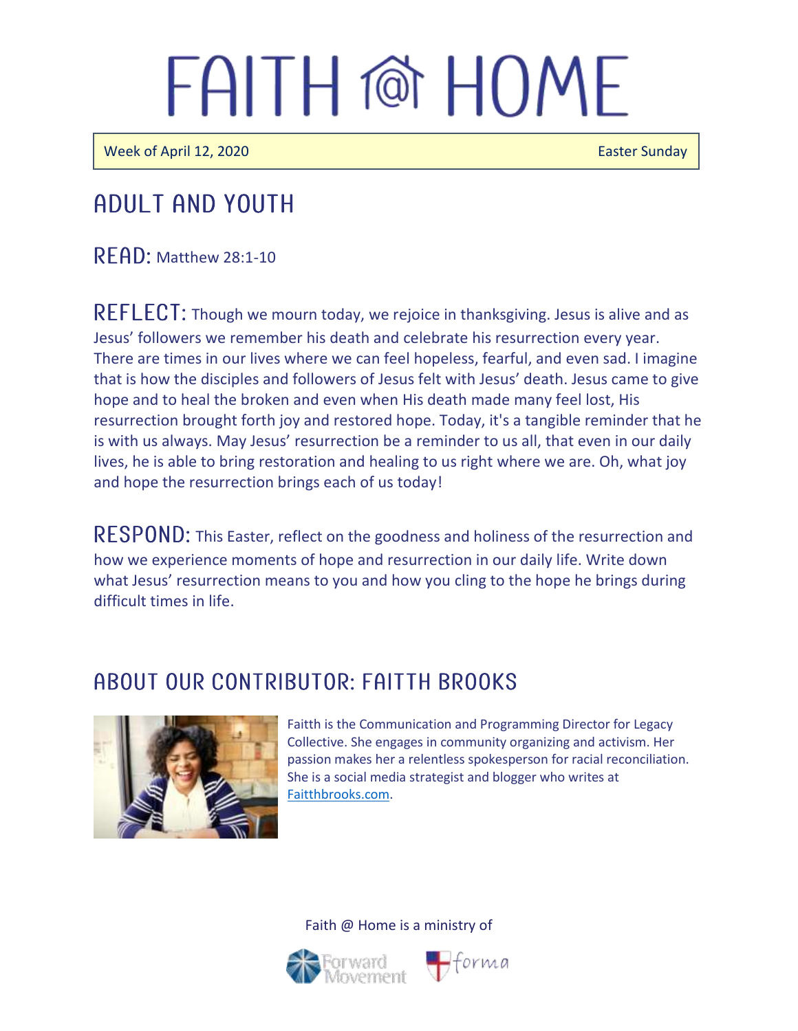# FAITH @ HOME

Week of April 12, 2020 Easter Sunday

## ADULT AND YOUTH

**READ:** Matthew 28:1-10

**REFLECT:** Though we mourn today, we rejoice in thanksgiving. Jesus is alive and as Jesus' followers we remember his death and celebrate his resurrection every year. There are times in our lives where we can feel hopeless, fearful, and even sad. I imagine that is how the disciples and followers of Jesus felt with Jesus' death. Jesus came to give hope and to heal the broken and even when His death made many feel lost, His resurrection brought forth joy and restored hope. Today, it's a tangible reminder that he is with us always. May Jesus' resurrection be a reminder to us all, that even in our daily lives, he is able to bring restoration and healing to us right where we are. Oh, what joy and hope the resurrection brings each of us today!

**RESPOND:** This Easter, reflect on the goodness and holiness of the resurrection and how we experience moments of hope and resurrection in our daily life. Write down what Jesus' resurrection means to you and how you cling to the hope he brings during difficult times in life.

## ABOUT OUR CONTRIBUTOR: FAITTH BROOKS

Faitth is the Communication and Programming Director for Legacy Collective. She engages in community organizing and activism. Her passion makes her a relentless spokesperson for racial reconciliation. She is a social media strategist and blogger who writes at Faitthbrooks.com.

Faith @ Home is a ministry of Forward Movement forma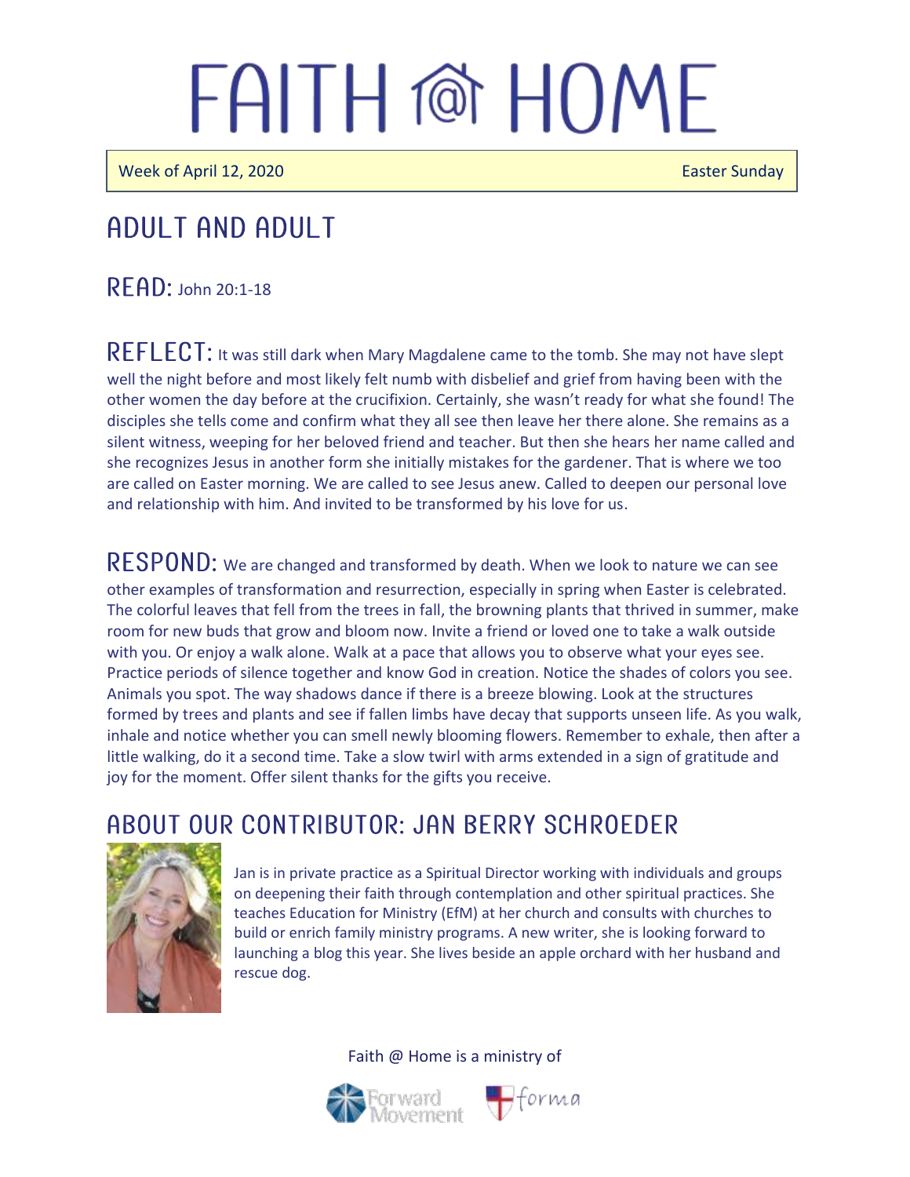# FAITH @ HOME

Week of April 12, 2020 — Easter Sunday

## ADULT AND ADULT

**READ:** John 20:1-18

**REFLECT:** It was still dark when Mary Magdalene came to the tomb. She may not have slept well the night before and most likely felt numb with disbelief and grief from having been with the other women the day before at the crucifixion. Certainly, she wasn't ready for what she found! The disciples she tells come and confirm what they all see then leave her there alone. She remains as a silent witness, weeping for her beloved friend and teacher. But then she hears her name called and she recognizes Jesus in another form she initially mistakes for the gardener. That is where we too are called on Easter morning. We are called to see Jesus anew. Called to deepen our personal love and relationship with him. And invited to be transformed by his love for us.

**RESPOND:** We are changed and transformed by death. When we look to nature we can see other examples of transformation and resurrection, especially in spring when Easter is celebrated. The colorful leaves that fell from the trees in fall, the browning plants that thrived in summer, make room for new buds that grow and bloom now. Invite a friend or loved one to take a walk outside with you. Or enjoy a walk alone. Walk at a pace that allows you to observe what your eyes see. Practice periods of silence together and know God in creation. Notice the shades of colors you see. Animals you spot. The way shadows dance if there is a breeze blowing. Look at the structures formed by trees and plants and see if fallen limbs have decay that supports unseen life. As you walk, inhale and notice whether you can smell newly blooming flowers. Remember to exhale, then after a little walking, do it a second time. Take a slow twirl with arms extended in a sign of gratitude and joy for the moment. Offer silent thanks for the gifts you receive.

## ABOUT OUR CONTRIBUTOR: JAN BERRY SCHROEDER

Jan is in private practice as a Spiritual Director working with individuals and groups on deepening their faith through contemplation and other spiritual practices. She teaches Education for Ministry (EfM) at her church and consults with churches to build or enrich family ministry programs. A new writer, she is looking forward to launching a blog this year. She lives beside an apple orchard with her husband and rescue dog.

Faith @ Home is a ministry of

Forward Movement — forma